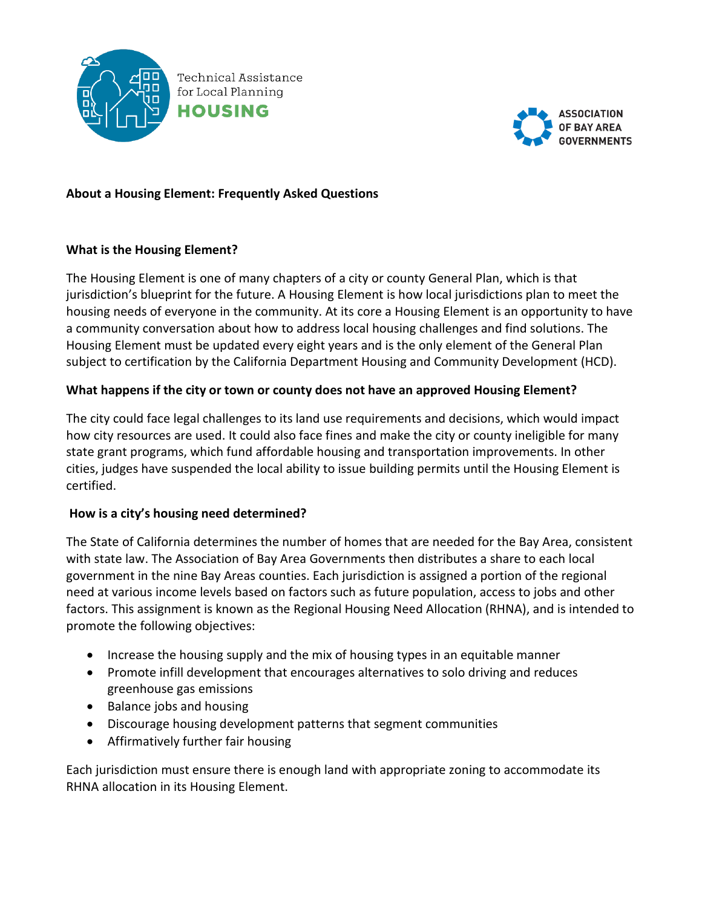Technical Assistance for Local Planning
**HOUSING**

**ASSOCIATION OF BAY AREA GOVERNMENTS**

**About a Housing Element: Frequently Asked Questions**

**What is the Housing Element?**

The Housing Element is one of many chapters of a city or county General Plan, which is that jurisdiction's blueprint for the future. A Housing Element is how local jurisdictions plan to meet the housing needs of everyone in the community. At its core a Housing Element is an opportunity to have a community conversation about how to address local housing challenges and find solutions. The Housing Element must be updated every eight years and is the only element of the General Plan subject to certification by the California Department Housing and Community Development (HCD).

**What happens if the city or town or county does not have an approved Housing Element?**

The city could face legal challenges to its land use requirements and decisions, which would impact how city resources are used. It could also face fines and make the city or county ineligible for many state grant programs, which fund affordable housing and transportation improvements. In other cities, judges have suspended the local ability to issue building permits until the Housing Element is certified.

**How is a city's housing need determined?**

The State of California determines the number of homes that are needed for the Bay Area, consistent with state law. The Association of Bay Area Governments then distributes a share to each local government in the nine Bay Areas counties. Each jurisdiction is assigned a portion of the regional need at various income levels based on factors such as future population, access to jobs and other factors. This assignment is known as the Regional Housing Need Allocation (RHNA), and is intended to promote the following objectives:

- Increase the housing supply and the mix of housing types in an equitable manner
- Promote infill development that encourages alternatives to solo driving and reduces greenhouse gas emissions
- Balance jobs and housing
- Discourage housing development patterns that segment communities
- Affirmatively further fair housing

Each jurisdiction must ensure there is enough land with appropriate zoning to accommodate its RHNA allocation in its Housing Element.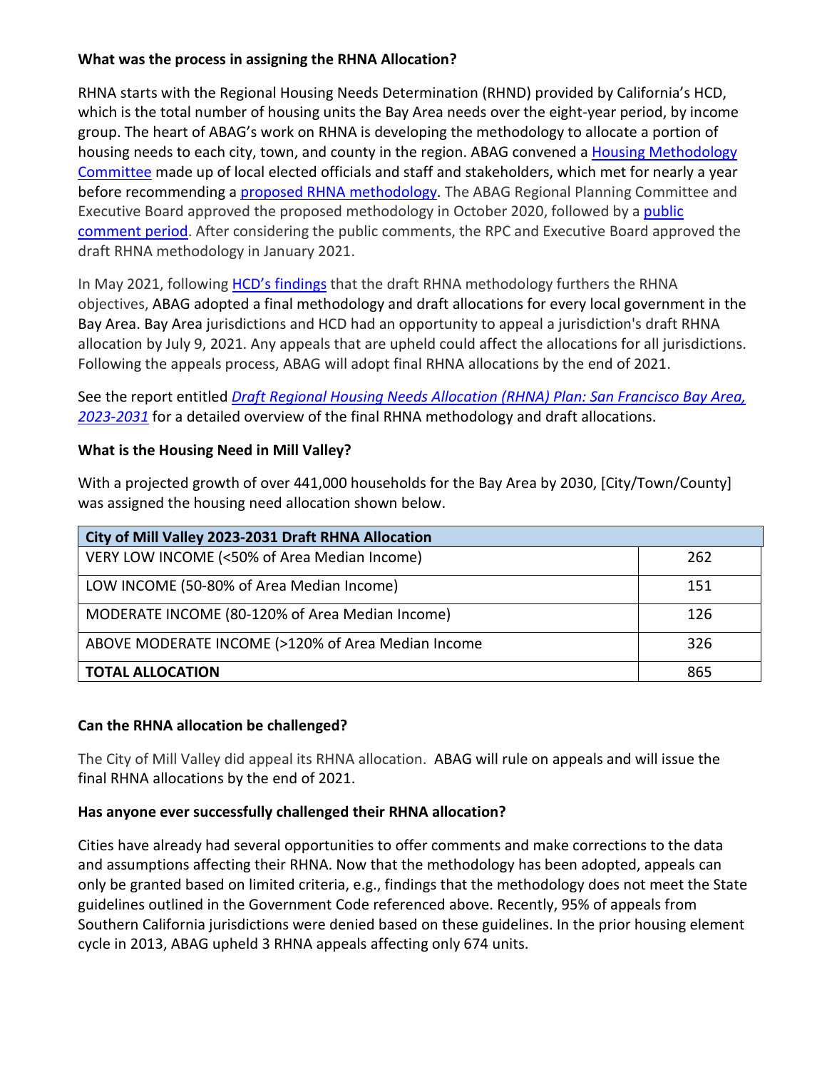**What was the process in assigning the RHNA Allocation?**

RHNA starts with the Regional Housing Needs Determination (RHND) provided by California's HCD, which is the total number of housing units the Bay Area needs over the eight-year period, by income group. The heart of ABAG's work on RHNA is developing the methodology to allocate a portion of housing needs to each city, town, and county in the region. ABAG convened a Housing Methodology Committee made up of local elected officials and staff and stakeholders, which met for nearly a year before recommending a proposed RHNA methodology. The ABAG Regional Planning Committee and Executive Board approved the proposed methodology in October 2020, followed by a public comment period. After considering the public comments, the RPC and Executive Board approved the draft RHNA methodology in January 2021.

In May 2021, following HCD's findings that the draft RHNA methodology furthers the RHNA objectives, ABAG adopted a final methodology and draft allocations for every local government in the Bay Area. Bay Area jurisdictions and HCD had an opportunity to appeal a jurisdiction's draft RHNA allocation by July 9, 2021. Any appeals that are upheld could affect the allocations for all jurisdictions. Following the appeals process, ABAG will adopt final RHNA allocations by the end of 2021.

See the report entitled *Draft Regional Housing Needs Allocation (RHNA) Plan: San Francisco Bay Area, 2023-2031* for a detailed overview of the final RHNA methodology and draft allocations.

**What is the Housing Need in Mill Valley?**

With a projected growth of over 441,000 households for the Bay Area by 2030, [City/Town/County] was assigned the housing need allocation shown below.

| City of Mill Valley 2023-2031 Draft RHNA Allocation | |
|---|---|
| VERY LOW INCOME (<50% of Area Median Income) | 262 |
| LOW INCOME (50-80% of Area Median Income) | 151 |
| MODERATE INCOME (80-120% of Area Median Income) | 126 |
| ABOVE MODERATE INCOME (>120% of Area Median Income | 326 |
| **TOTAL ALLOCATION** | 865 |

**Can the RHNA allocation be challenged?**

The City of Mill Valley did appeal its RHNA allocation. ABAG will rule on appeals and will issue the final RHNA allocations by the end of 2021.

**Has anyone ever successfully challenged their RHNA allocation?**

Cities have already had several opportunities to offer comments and make corrections to the data and assumptions affecting their RHNA. Now that the methodology has been adopted, appeals can only be granted based on limited criteria, e.g., findings that the methodology does not meet the State guidelines outlined in the Government Code referenced above. Recently, 95% of appeals from Southern California jurisdictions were denied based on these guidelines. In the prior housing element cycle in 2013, ABAG upheld 3 RHNA appeals affecting only 674 units.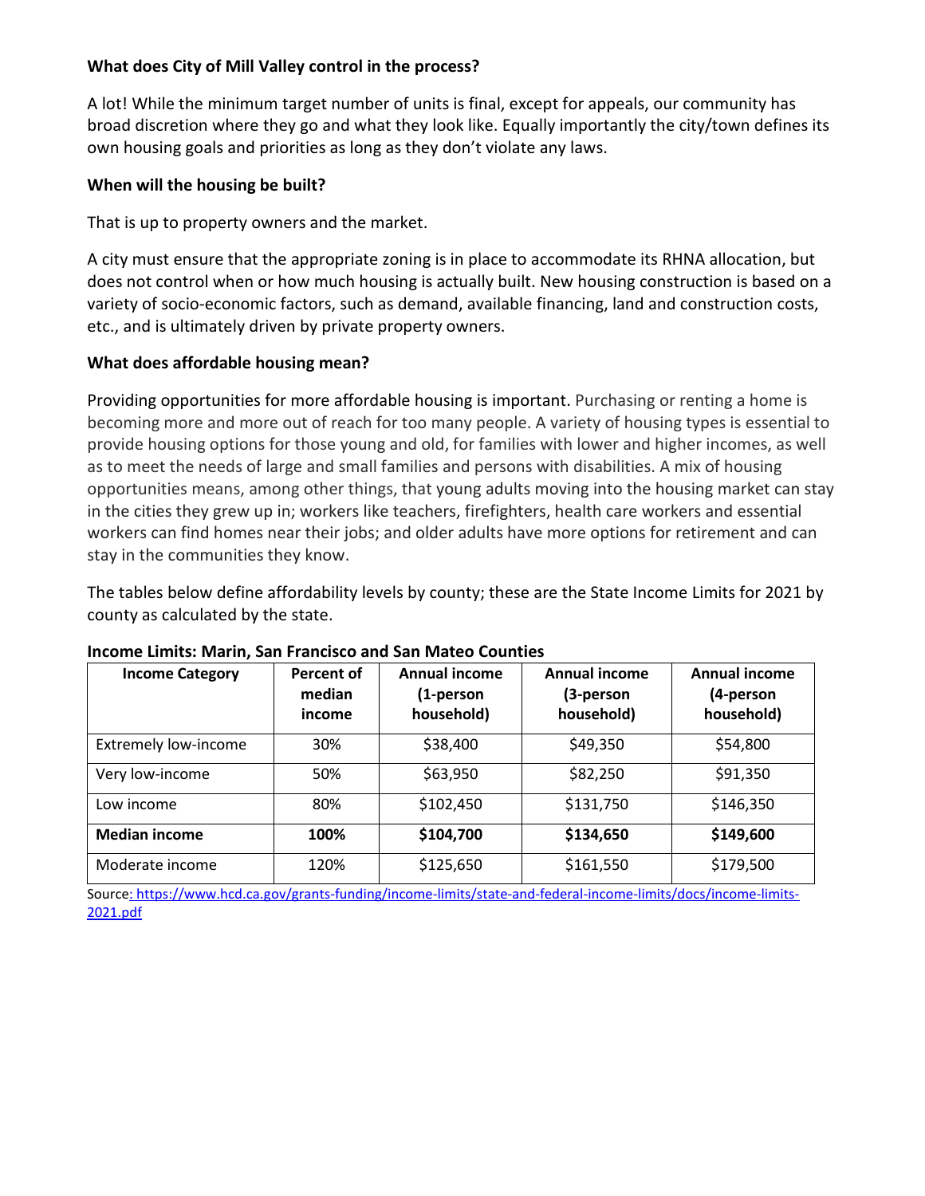**What does City of Mill Valley control in the process?**

A lot! While the minimum target number of units is final, except for appeals, our community has broad discretion where they go and what they look like. Equally importantly the city/town defines its own housing goals and priorities as long as they don't violate any laws.

**When will the housing be built?**

That is up to property owners and the market.

A city must ensure that the appropriate zoning is in place to accommodate its RHNA allocation, but does not control when or how much housing is actually built. New housing construction is based on a variety of socio-economic factors, such as demand, available financing, land and construction costs, etc., and is ultimately driven by private property owners.

**What does affordable housing mean?**

Providing opportunities for more affordable housing is important. Purchasing or renting a home is becoming more and more out of reach for too many people. A variety of housing types is essential to provide housing options for those young and old, for families with lower and higher incomes, as well as to meet the needs of large and small families and persons with disabilities. A mix of housing opportunities means, among other things, that young adults moving into the housing market can stay in the cities they grew up in; workers like teachers, firefighters, health care workers and essential workers can find homes near their jobs; and older adults have more options for retirement and can stay in the communities they know.

The tables below define affordability levels by county; these are the State Income Limits for 2021 by county as calculated by the state.

**Income Limits: Marin, San Francisco and San Mateo Counties**

| Income Category | Percent of median income | Annual income (1-person household) | Annual income (3-person household) | Annual income (4-person household) |
|---|---|---|---|---|
| Extremely low-income | 30% | $38,400 | $49,350 | $54,800 |
| Very low-income | 50% | $63,950 | $82,250 | $91,350 |
| Low income | 80% | $102,450 | $131,750 | $146,350 |
| **Median income** | **100%** | **$104,700** | **$134,650** | **$149,600** |
| Moderate income | 120% | $125,650 | $161,550 | $179,500 |

Source: https://www.hcd.ca.gov/grants-funding/income-limits/state-and-federal-income-limits/docs/income-limits-2021.pdf